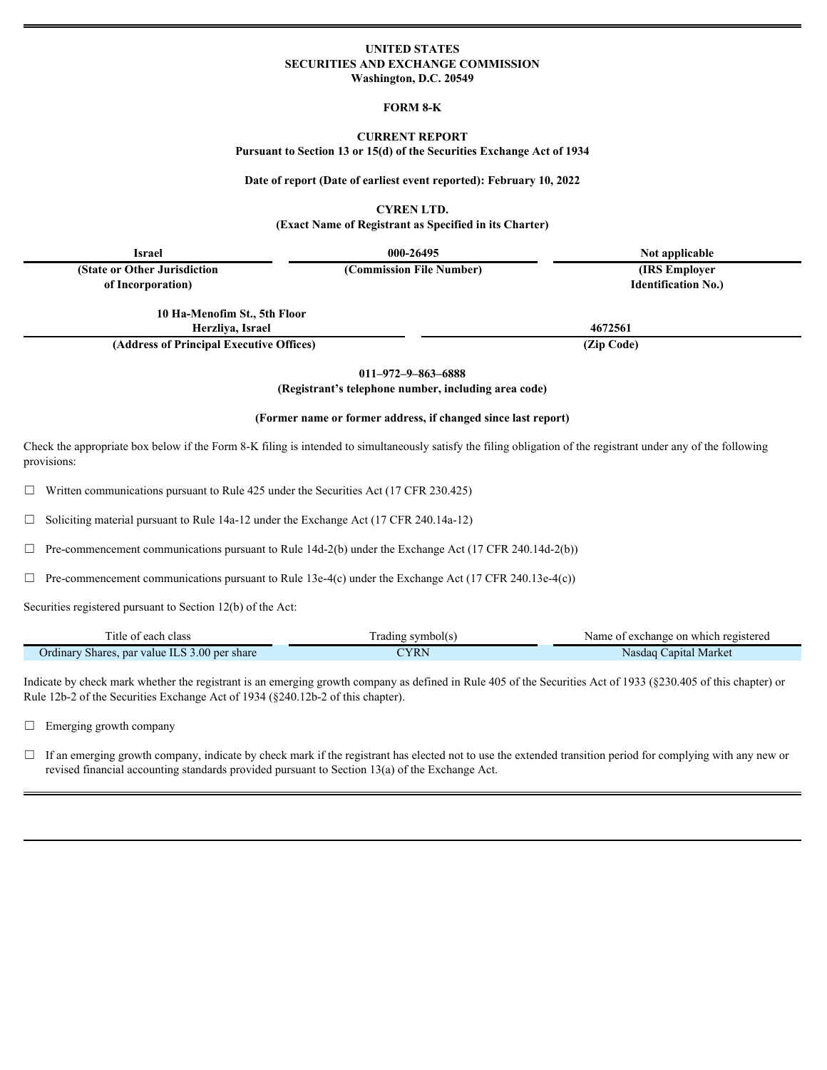**UNITED STATES**
**SECURITIES AND EXCHANGE COMMISSION**
**Washington, D.C. 20549**

**FORM 8-K**

**CURRENT REPORT**
**Pursuant to Section 13 or 15(d) of the Securities Exchange Act of 1934**

**Date of report (Date of earliest event reported): February 10, 2022**

**CYREN LTD.**
**(Exact Name of Registrant as Specified in its Charter)**

| Israel | 000-26495 | Not applicable |
|---|---|---|
| **(State or Other Jurisdiction of Incorporation)** | **(Commission File Number)** | **(IRS Employer Identification No.)** |

| 10 Ha-Menofim St., 5th Floor Herzliya, Israel | 4672561 |
|---|---|
| **(Address of Principal Executive Offices)** | **(Zip Code)** |

**011–972–9–863–6888**
**(Registrant's telephone number, including area code)**

**(Former name or former address, if changed since last report)**

Check the appropriate box below if the Form 8-K filing is intended to simultaneously satisfy the filing obligation of the registrant under any of the following provisions:

☐ Written communications pursuant to Rule 425 under the Securities Act (17 CFR 230.425)

☐ Soliciting material pursuant to Rule 14a-12 under the Exchange Act (17 CFR 240.14a-12)

☐ Pre-commencement communications pursuant to Rule 14d-2(b) under the Exchange Act (17 CFR 240.14d-2(b))

☐ Pre-commencement communications pursuant to Rule 13e-4(c) under the Exchange Act (17 CFR 240.13e-4(c))

Securities registered pursuant to Section 12(b) of the Act:

| Title of each class | Trading symbol(s) | Name of exchange on which registered |
|---|---|---|
| Ordinary Shares, par value ILS 3.00 per share | CYRN | Nasdaq Capital Market |

Indicate by check mark whether the registrant is an emerging growth company as defined in Rule 405 of the Securities Act of 1933 (§230.405 of this chapter) or Rule 12b-2 of the Securities Exchange Act of 1934 (§240.12b-2 of this chapter).

☐ Emerging growth company

☐ If an emerging growth company, indicate by check mark if the registrant has elected not to use the extended transition period for complying with any new or revised financial accounting standards provided pursuant to Section 13(a) of the Exchange Act.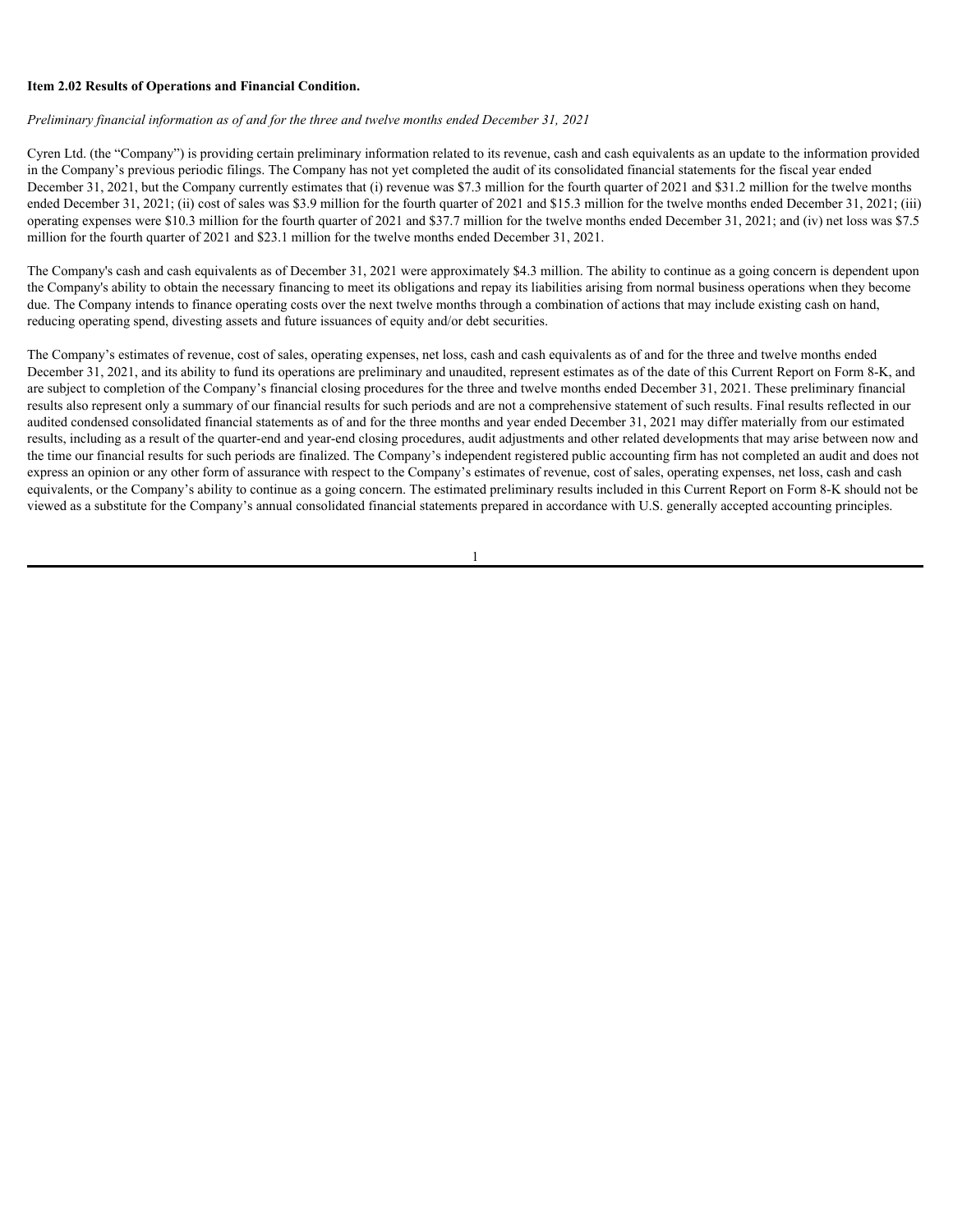**Item 2.02 Results of Operations and Financial Condition.**

*Preliminary financial information as of and for the three and twelve months ended December 31, 2021*

Cyren Ltd. (the "Company") is providing certain preliminary information related to its revenue, cash and cash equivalents as an update to the information provided in the Company's previous periodic filings. The Company has not yet completed the audit of its consolidated financial statements for the fiscal year ended December 31, 2021, but the Company currently estimates that (i) revenue was $7.3 million for the fourth quarter of 2021 and $31.2 million for the twelve months ended December 31, 2021; (ii) cost of sales was $3.9 million for the fourth quarter of 2021 and $15.3 million for the twelve months ended December 31, 2021; (iii) operating expenses were $10.3 million for the fourth quarter of 2021 and $37.7 million for the twelve months ended December 31, 2021; and (iv) net loss was $7.5 million for the fourth quarter of 2021 and $23.1 million for the twelve months ended December 31, 2021.

The Company's cash and cash equivalents as of December 31, 2021 were approximately $4.3 million. The ability to continue as a going concern is dependent upon the Company's ability to obtain the necessary financing to meet its obligations and repay its liabilities arising from normal business operations when they become due. The Company intends to finance operating costs over the next twelve months through a combination of actions that may include existing cash on hand, reducing operating spend, divesting assets and future issuances of equity and/or debt securities.

The Company's estimates of revenue, cost of sales, operating expenses, net loss, cash and cash equivalents as of and for the three and twelve months ended December 31, 2021, and its ability to fund its operations are preliminary and unaudited, represent estimates as of the date of this Current Report on Form 8-K, and are subject to completion of the Company's financial closing procedures for the three and twelve months ended December 31, 2021. These preliminary financial results also represent only a summary of our financial results for such periods and are not a comprehensive statement of such results. Final results reflected in our audited condensed consolidated financial statements as of and for the three months and year ended December 31, 2021 may differ materially from our estimated results, including as a result of the quarter-end and year-end closing procedures, audit adjustments and other related developments that may arise between now and the time our financial results for such periods are finalized. The Company's independent registered public accounting firm has not completed an audit and does not express an opinion or any other form of assurance with respect to the Company's estimates of revenue, cost of sales, operating expenses, net loss, cash and cash equivalents, or the Company's ability to continue as a going concern. The estimated preliminary results included in this Current Report on Form 8-K should not be viewed as a substitute for the Company's annual consolidated financial statements prepared in accordance with U.S. generally accepted accounting principles.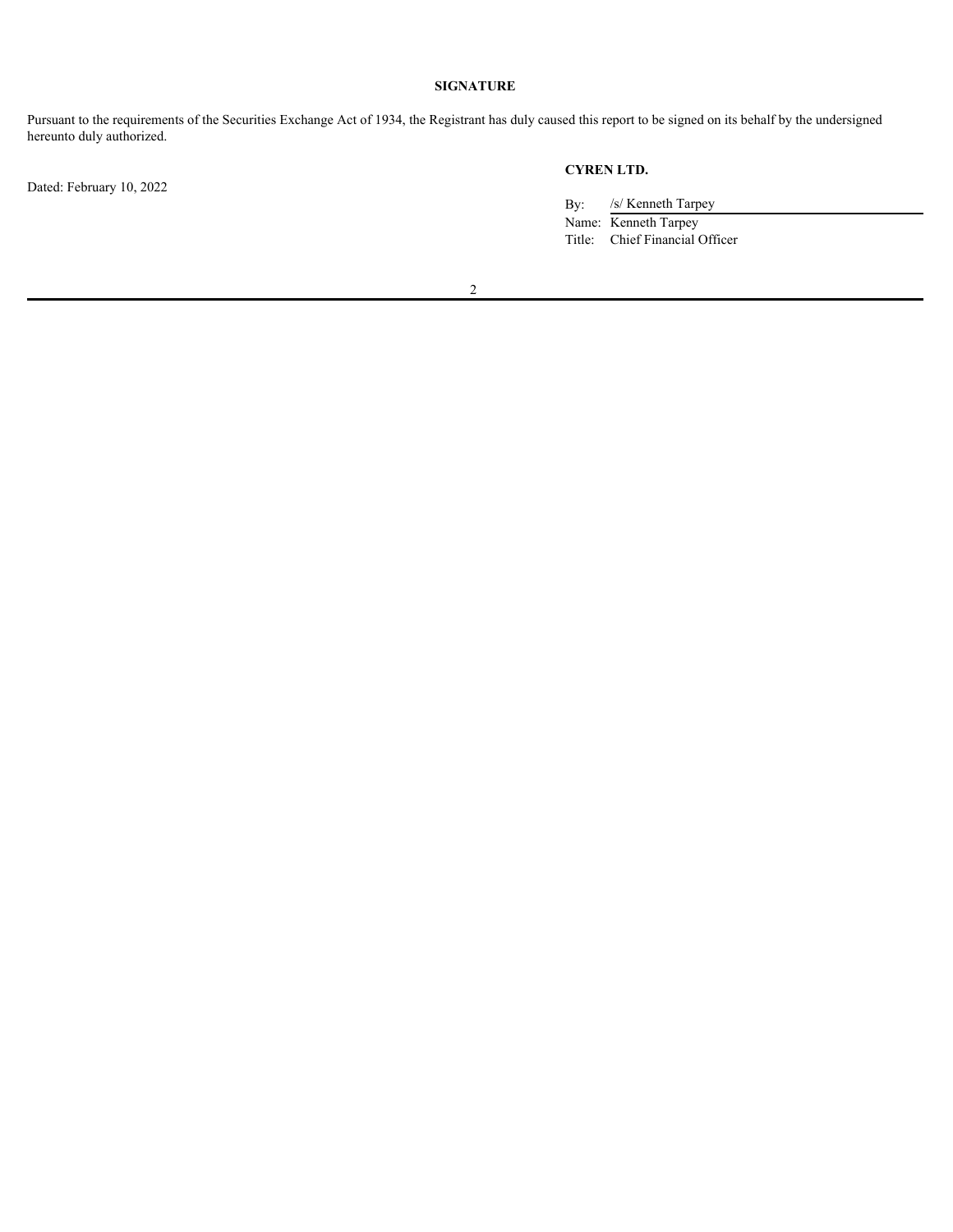**SIGNATURE**

Pursuant to the requirements of the Securities Exchange Act of 1934, the Registrant has duly caused this report to be signed on its behalf by the undersigned hereunto duly authorized.

Dated: February 10, 2022

**CYREN LTD.**

By: /s/ Kenneth Tarpey  
Name: Kenneth Tarpey  
Title: Chief Financial Officer